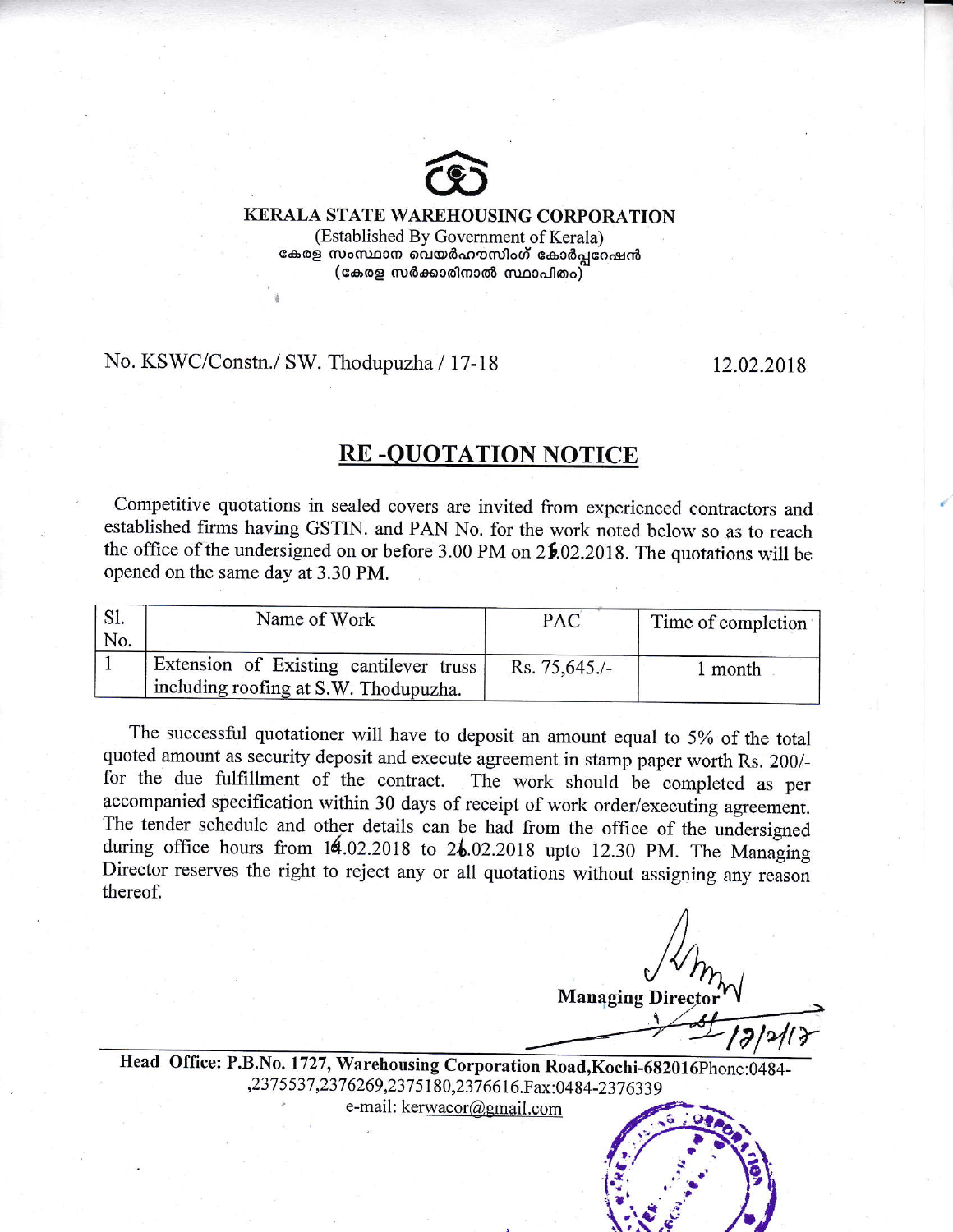**KERALA STATE WAREHOUSING CORPORATION**

(Established By Government of Kerala)

കേരള സംസ്ഥാന വെയർഹൗസിംഗ് കോർപ്പറേഷൻ

(കേരള സർക്കാരിനാൽ സ്ഥാപിതം)

No. KSWC/Constn./ SW. Thodupuzha / 17-18 12.02.2018

## RE -QUOTATION NOTICE

Competitive quotations in sealed covers are invited from experienced contractors and established firms having GSTIN. and PAN No. for the work noted below so as to reach the office of the undersigned on or before 3.00 PM on 26.02.2018. The quotations will be opened on the same day at 3.30 PM.

| Sl. No. | Name of Work | PAC | Time of completion |
|---|---|---|---|
| 1 | Extension of Existing cantilever truss including roofing at S.W. Thodupuzha. | Rs. 75,645./- | 1 month |

The successful quotationer will have to deposit an amount equal to 5% of the total quoted amount as security deposit and execute agreement in stamp paper worth Rs. 200/- for the due fulfillment of the contract. The work should be completed as per accompanied specification within 30 days of receipt of work order/executing agreement. The tender schedule and other details can be had from the office of the undersigned during office hours from 14.02.2018 to 26.02.2018 upto 12.30 PM. The Managing Director reserves the right to reject any or all quotations without assigning any reason thereof.

**Managing Director**

12/2/18

**Head Office: P.B.No. 1727, Warehousing Corporation Road,Kochi-682016**Phone:0484-,2375537,2376269,2375180,2376616.Fax:0484-2376339

e-mail: kerwacor@gmail.com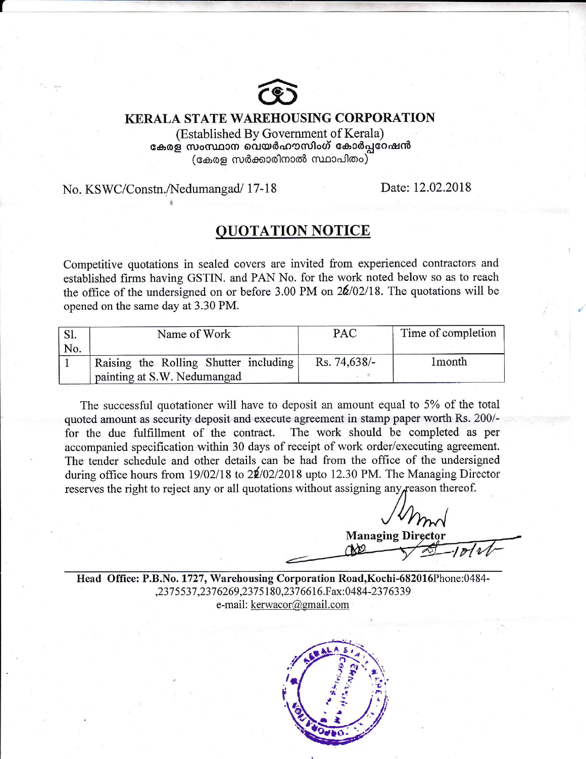# KERALA STATE WAREHOUSING CORPORATION

(Established By Government of Kerala)

കേരള സംസ്ഥാന വെയർഹൗസിംഗ് കോർപ്പറേഷൻ

(കേരള സർക്കാരിനാൽ സ്ഥാപിതം)

No. KSWC/Constn./Nedumangad/ 17-18

Date: 12.02.2018

## QUOTATION NOTICE

Competitive quotations in sealed covers are invited from experienced contractors and established firms having GSTIN. and PAN No. for the work noted below so as to reach the office of the undersigned on or before 3.00 PM on 26/02/18. The quotations will be opened on the same day at 3.30 PM.

| Sl. No. | Name of Work | PAC | Time of completion |
|---|---|---|---|
| 1 | Raising the Rolling Shutter including painting at S.W. Nedumangad | Rs. 74,638/- | 1month |

The successful quotationer will have to deposit an amount equal to 5% of the total quoted amount as security deposit and execute agreement in stamp paper worth Rs. 200/- for the due fulfillment of the contract. The work should be completed as per accompanied specification within 30 days of receipt of work order/executing agreement. The tender schedule and other details can be had from the office of the undersigned during office hours from 19/02/18 to 26/02/2018 upto 12.30 PM. The Managing Director reserves the right to reject any or all quotations without assigning any reason thereof.

**Managing Director**

**Head Office: P.B.No. 1727, Warehousing Corporation Road,Kochi-682016**Phone:0484-,2375537,2376269,2375180,2376616.Fax:0484-2376339

e-mail: kerwacor@gmail.com